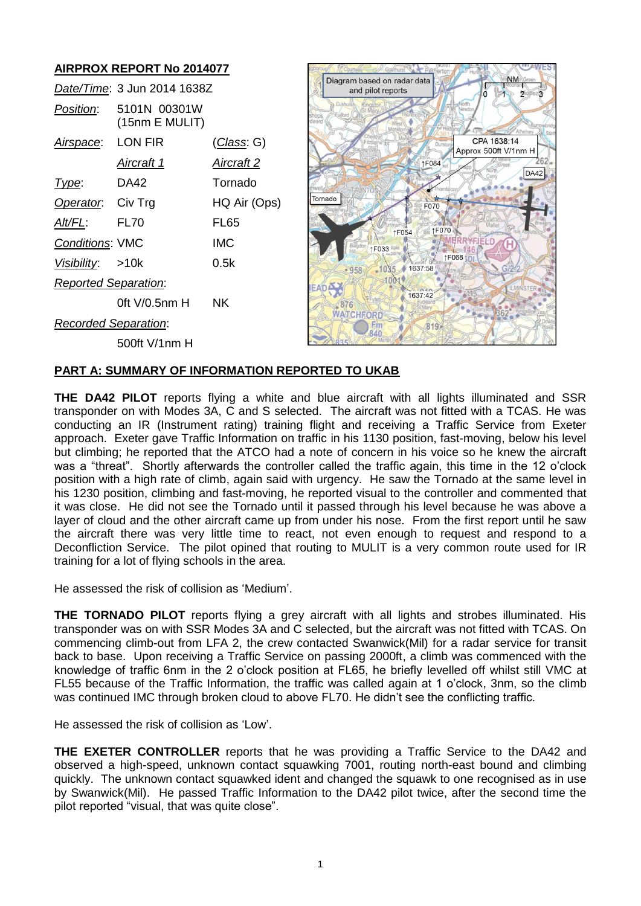## AIRPROX REPORT No 2014077

| | | |
|---|---|---|
| *Date/Time*: | 3 Jun 2014 1638Z | |
| *Position*: | 5101N 00301W (15nm E MULIT) | |
| *Airspace*: | LON FIR | (*Class*: G) |
| | *Aircraft 1* | *Aircraft 2* |
| *Type*: | DA42 | Tornado |
| *Operator*: | Civ Trg | HQ Air (Ops) |
| *Alt/FL*: | FL70 | FL65 |
| *Conditions*: | VMC | IMC |
| *Visibility*: | >10k | 0.5k |
| *Reported Separation*: | | |
| | 0ft V/0.5nm H | NK |
| *Recorded Separation*: | | |
| | 500ft V/1nm H | |

## PART A: SUMMARY OF INFORMATION REPORTED TO UKAB

**THE DA42 PILOT** reports flying a white and blue aircraft with all lights illuminated and SSR transponder on with Modes 3A, C and S selected. The aircraft was not fitted with a TCAS. He was conducting an IR (Instrument rating) training flight and receiving a Traffic Service from Exeter approach. Exeter gave Traffic Information on traffic in his 1130 position, fast-moving, below his level but climbing; he reported that the ATCO had a note of concern in his voice so he knew the aircraft was a "threat". Shortly afterwards the controller called the traffic again, this time in the 12 o'clock position with a high rate of climb, again said with urgency. He saw the Tornado at the same level in his 1230 position, climbing and fast-moving, he reported visual to the controller and commented that it was close. He did not see the Tornado until it passed through his level because he was above a layer of cloud and the other aircraft came up from under his nose. From the first report until he saw the aircraft there was very little time to react, not even enough to request and respond to a Deconfliction Service. The pilot opined that routing to MULIT is a very common route used for IR training for a lot of flying schools in the area.

He assessed the risk of collision as 'Medium'.

**THE TORNADO PILOT** reports flying a grey aircraft with all lights and strobes illuminated. His transponder was on with SSR Modes 3A and C selected, but the aircraft was not fitted with TCAS. On commencing climb-out from LFA 2, the crew contacted Swanwick(Mil) for a radar service for transit back to base. Upon receiving a Traffic Service on passing 2000ft, a climb was commenced with the knowledge of traffic 6nm in the 2 o'clock position at FL65, he briefly levelled off whilst still VMC at FL55 because of the Traffic Information, the traffic was called again at 1 o'clock, 3nm, so the climb was continued IMC through broken cloud to above FL70. He didn't see the conflicting traffic.

He assessed the risk of collision as 'Low'.

**THE EXETER CONTROLLER** reports that he was providing a Traffic Service to the DA42 and observed a high-speed, unknown contact squawking 7001, routing north-east bound and climbing quickly. The unknown contact squawked ident and changed the squawk to one recognised as in use by Swanwick(Mil). He passed Traffic Information to the DA42 pilot twice, after the second time the pilot reported "visual, that was quite close".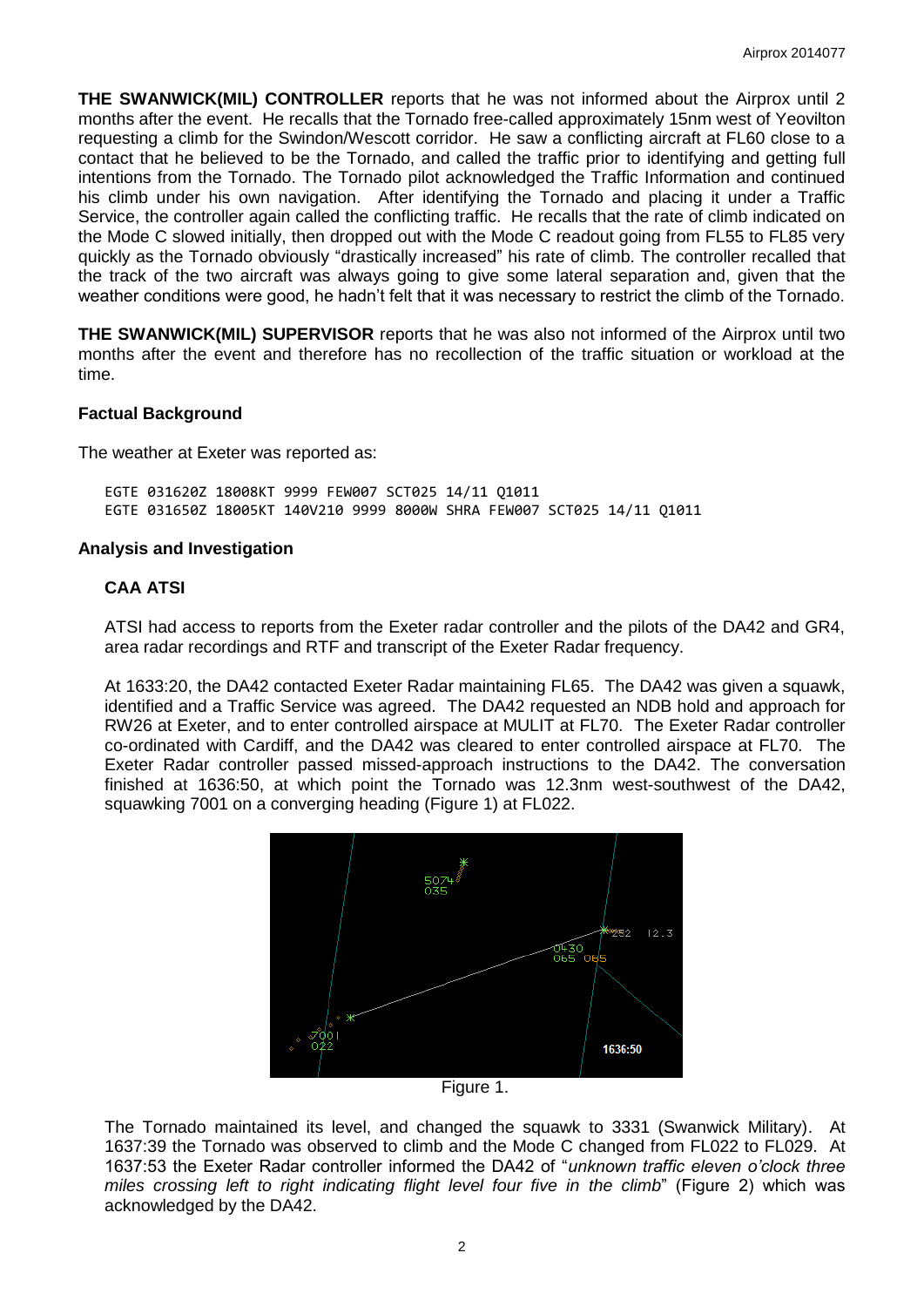**THE SWANWICK(MIL) CONTROLLER** reports that he was not informed about the Airprox until 2 months after the event. He recalls that the Tornado free-called approximately 15nm west of Yeovilton requesting a climb for the Swindon/Wescott corridor. He saw a conflicting aircraft at FL60 close to a contact that he believed to be the Tornado, and called the traffic prior to identifying and getting full intentions from the Tornado. The Tornado pilot acknowledged the Traffic Information and continued his climb under his own navigation. After identifying the Tornado and placing it under a Traffic Service, the controller again called the conflicting traffic. He recalls that the rate of climb indicated on the Mode C slowed initially, then dropped out with the Mode C readout going from FL55 to FL85 very quickly as the Tornado obviously "drastically increased" his rate of climb. The controller recalled that the track of the two aircraft was always going to give some lateral separation and, given that the weather conditions were good, he hadn't felt that it was necessary to restrict the climb of the Tornado.

**THE SWANWICK(MIL) SUPERVISOR** reports that he was also not informed of the Airprox until two months after the event and therefore has no recollection of the traffic situation or workload at the time.

### Factual Background

The weather at Exeter was reported as:

```
EGTE 031620Z 18008KT 9999 FEW007 SCT025 14/11 Q1011
EGTE 031650Z 18005KT 140V210 9999 8000W SHRA FEW007 SCT025 14/11 Q1011
```

### Analysis and Investigation

#### CAA ATSI

ATSI had access to reports from the Exeter radar controller and the pilots of the DA42 and GR4, area radar recordings and RTF and transcript of the Exeter Radar frequency.

At 1633:20, the DA42 contacted Exeter Radar maintaining FL65. The DA42 was given a squawk, identified and a Traffic Service was agreed. The DA42 requested an NDB hold and approach for RW26 at Exeter, and to enter controlled airspace at MULIT at FL70. The Exeter Radar controller co-ordinated with Cardiff, and the DA42 was cleared to enter controlled airspace at FL70. The Exeter Radar controller passed missed-approach instructions to the DA42. The conversation finished at 1636:50, at which point the Tornado was 12.3nm west-southwest of the DA42, squawking 7001 on a converging heading (Figure 1) at FL022.

Figure 1.

The Tornado maintained its level, and changed the squawk to 3331 (Swanwick Military). At 1637:39 the Tornado was observed to climb and the Mode C changed from FL022 to FL029. At 1637:53 the Exeter Radar controller informed the DA42 of "*unknown traffic eleven o'clock three miles crossing left to right indicating flight level four five in the climb*" (Figure 2) which was acknowledged by the DA42.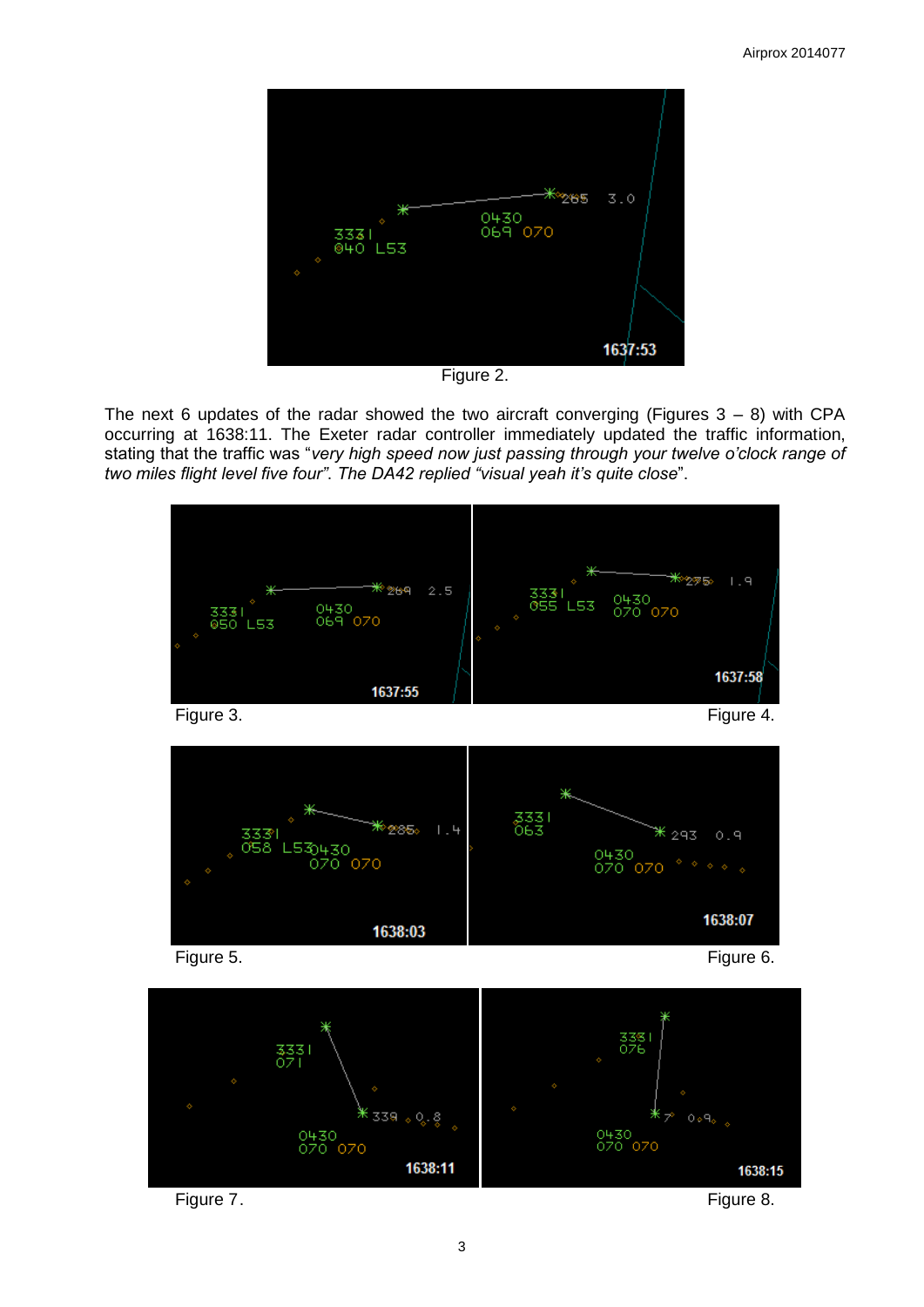Figure 2.

The next 6 updates of the radar showed the two aircraft converging (Figures 3 – 8) with CPA occurring at 1638:11. The Exeter radar controller immediately updated the traffic information, stating that the traffic was "*very high speed now just passing through your twelve o'clock range of two miles flight level five four*". *The DA42 replied "visual yeah it's quite close*".

Figure 3.

Figure 4.

Figure 5.

Figure 6.

Figure 7.

Figure 8.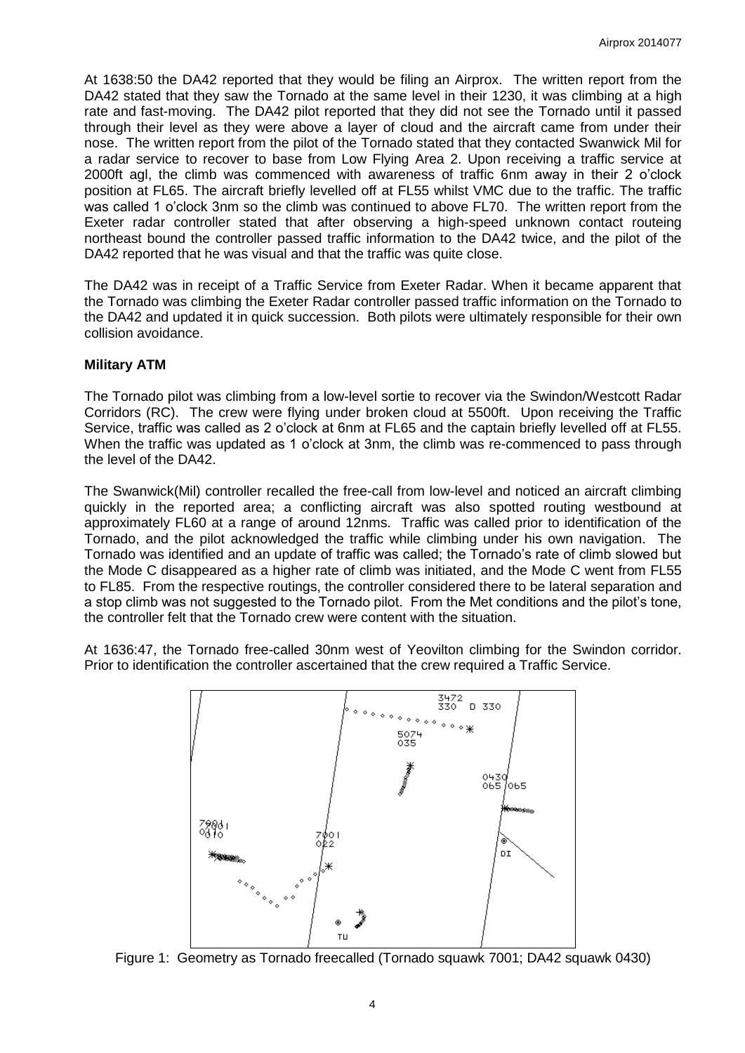At 1638:50 the DA42 reported that they would be filing an Airprox. The written report from the DA42 stated that they saw the Tornado at the same level in their 1230, it was climbing at a high rate and fast-moving. The DA42 pilot reported that they did not see the Tornado until it passed through their level as they were above a layer of cloud and the aircraft came from under their nose. The written report from the pilot of the Tornado stated that they contacted Swanwick Mil for a radar service to recover to base from Low Flying Area 2. Upon receiving a traffic service at 2000ft agl, the climb was commenced with awareness of traffic 6nm away in their 2 o'clock position at FL65. The aircraft briefly levelled off at FL55 whilst VMC due to the traffic. The traffic was called 1 o'clock 3nm so the climb was continued to above FL70. The written report from the Exeter radar controller stated that after observing a high-speed unknown contact routeing northeast bound the controller passed traffic information to the DA42 twice, and the pilot of the DA42 reported that he was visual and that the traffic was quite close.

The DA42 was in receipt of a Traffic Service from Exeter Radar. When it became apparent that the Tornado was climbing the Exeter Radar controller passed traffic information on the Tornado to the DA42 and updated it in quick succession. Both pilots were ultimately responsible for their own collision avoidance.

## Military ATM

The Tornado pilot was climbing from a low-level sortie to recover via the Swindon/Westcott Radar Corridors (RC). The crew were flying under broken cloud at 5500ft. Upon receiving the Traffic Service, traffic was called as 2 o'clock at 6nm at FL65 and the captain briefly levelled off at FL55. When the traffic was updated as 1 o'clock at 3nm, the climb was re-commenced to pass through the level of the DA42.

The Swanwick(Mil) controller recalled the free-call from low-level and noticed an aircraft climbing quickly in the reported area; a conflicting aircraft was also spotted routing westbound at approximately FL60 at a range of around 12nms. Traffic was called prior to identification of the Tornado, and the pilot acknowledged the traffic while climbing under his own navigation. The Tornado was identified and an update of traffic was called; the Tornado's rate of climb slowed but the Mode C disappeared as a higher rate of climb was initiated, and the Mode C went from FL55 to FL85. From the respective routings, the controller considered there to be lateral separation and a stop climb was not suggested to the Tornado pilot. From the Met conditions and the pilot's tone, the controller felt that the Tornado crew were content with the situation.

At 1636:47, the Tornado free-called 30nm west of Yeovilton climbing for the Swindon corridor. Prior to identification the controller ascertained that the crew required a Traffic Service.

Figure 1: Geometry as Tornado freecalled (Tornado squawk 7001; DA42 squawk 0430)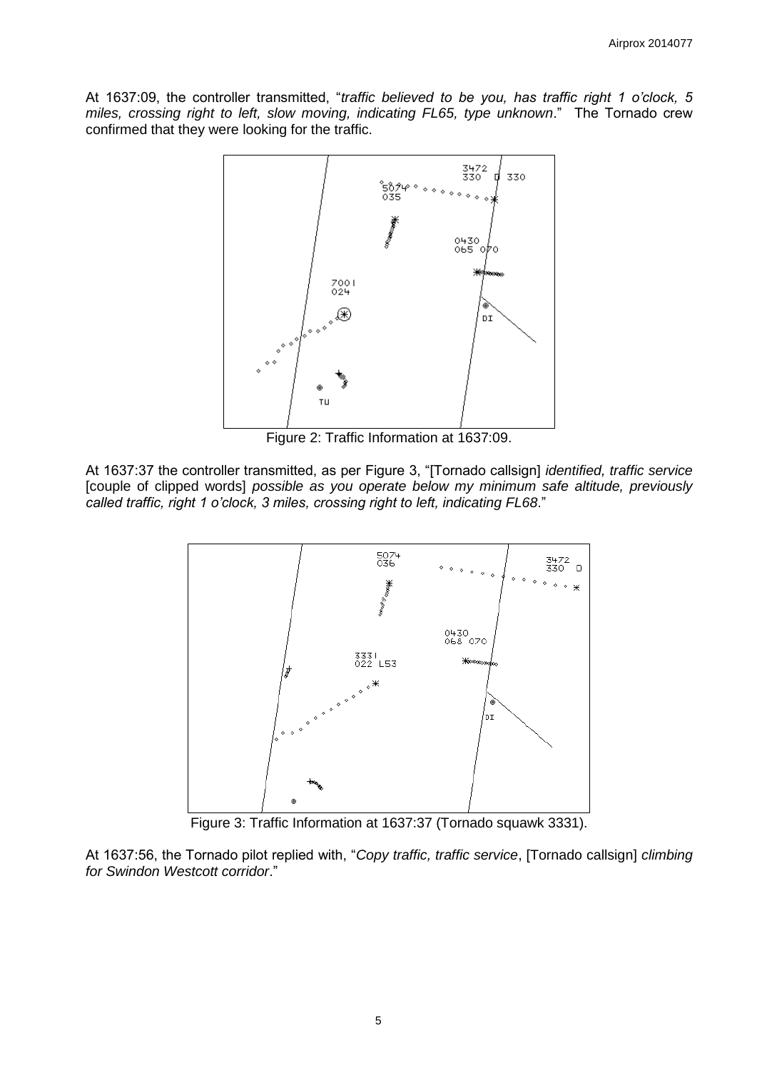At 1637:09, the controller transmitted, "*traffic believed to be you, has traffic right 1 o'clock, 5 miles, crossing right to left, slow moving, indicating FL65, type unknown*." The Tornado crew confirmed that they were looking for the traffic.

Figure 2: Traffic Information at 1637:09.

At 1637:37 the controller transmitted, as per Figure 3, "[Tornado callsign] *identified, traffic service* [couple of clipped words] *possible as you operate below my minimum safe altitude, previously called traffic, right 1 o'clock, 3 miles, crossing right to left, indicating FL68*."

Figure 3: Traffic Information at 1637:37 (Tornado squawk 3331).

At 1637:56, the Tornado pilot replied with, "*Copy traffic, traffic service*, [Tornado callsign] *climbing for Swindon Westcott corridor*."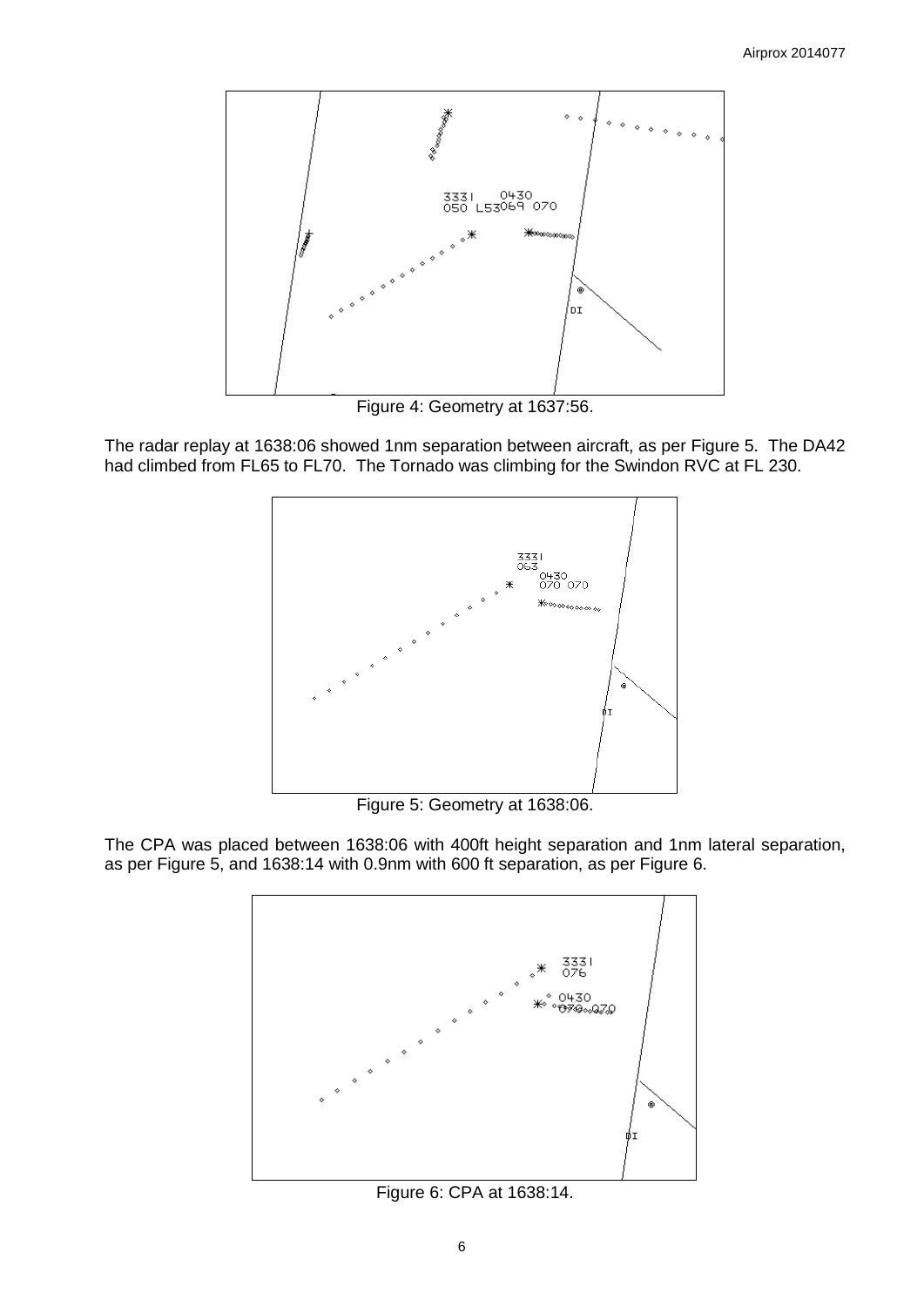Figure 4: Geometry at 1637:56.

The radar replay at 1638:06 showed 1nm separation between aircraft, as per Figure 5. The DA42 had climbed from FL65 to FL70. The Tornado was climbing for the Swindon RVC at FL 230.

Figure 5: Geometry at 1638:06.

The CPA was placed between 1638:06 with 400ft height separation and 1nm lateral separation, as per Figure 5, and 1638:14 with 0.9nm with 600 ft separation, as per Figure 6.

Figure 6: CPA at 1638:14.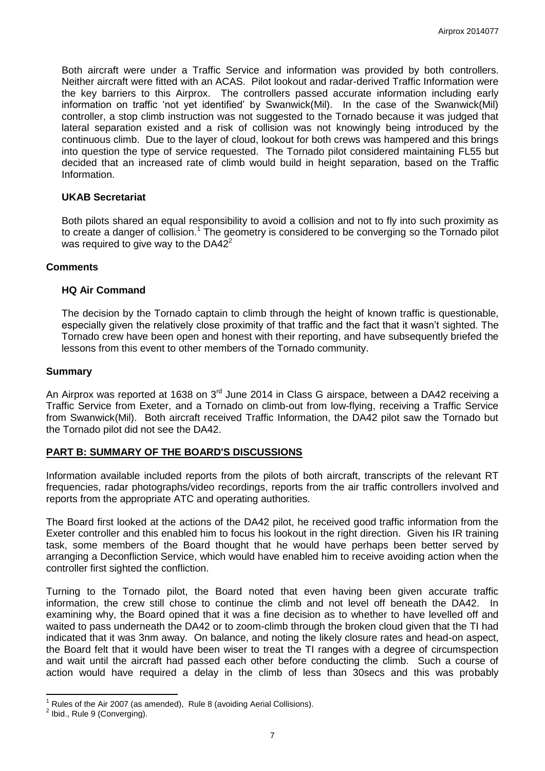Both aircraft were under a Traffic Service and information was provided by both controllers. Neither aircraft were fitted with an ACAS. Pilot lookout and radar-derived Traffic Information were the key barriers to this Airprox. The controllers passed accurate information including early information on traffic 'not yet identified' by Swanwick(Mil). In the case of the Swanwick(Mil) controller, a stop climb instruction was not suggested to the Tornado because it was judged that lateral separation existed and a risk of collision was not knowingly being introduced by the continuous climb. Due to the layer of cloud, lookout for both crews was hampered and this brings into question the type of service requested. The Tornado pilot considered maintaining FL55 but decided that an increased rate of climb would build in height separation, based on the Traffic Information.

### UKAB Secretariat

Both pilots shared an equal responsibility to avoid a collision and not to fly into such proximity as to create a danger of collision.[1] The geometry is considered to be converging so the Tornado pilot was required to give way to the DA42[2]

## Comments

### HQ Air Command

The decision by the Tornado captain to climb through the height of known traffic is questionable, especially given the relatively close proximity of that traffic and the fact that it wasn't sighted. The Tornado crew have been open and honest with their reporting, and have subsequently briefed the lessons from this event to other members of the Tornado community.

## Summary

An Airprox was reported at 1638 on 3rd June 2014 in Class G airspace, between a DA42 receiving a Traffic Service from Exeter, and a Tornado on climb-out from low-flying, receiving a Traffic Service from Swanwick(Mil). Both aircraft received Traffic Information, the DA42 pilot saw the Tornado but the Tornado pilot did not see the DA42.

## PART B: SUMMARY OF THE BOARD'S DISCUSSIONS

Information available included reports from the pilots of both aircraft, transcripts of the relevant RT frequencies, radar photographs/video recordings, reports from the air traffic controllers involved and reports from the appropriate ATC and operating authorities.

The Board first looked at the actions of the DA42 pilot, he received good traffic information from the Exeter controller and this enabled him to focus his lookout in the right direction. Given his IR training task, some members of the Board thought that he would have perhaps been better served by arranging a Deconfliction Service, which would have enabled him to receive avoiding action when the controller first sighted the confliction.

Turning to the Tornado pilot, the Board noted that even having been given accurate traffic information, the crew still chose to continue the climb and not level off beneath the DA42. In examining why, the Board opined that it was a fine decision as to whether to have levelled off and waited to pass underneath the DA42 or to zoom-climb through the broken cloud given that the TI had indicated that it was 3nm away. On balance, and noting the likely closure rates and head-on aspect, the Board felt that it would have been wiser to treat the TI ranges with a degree of circumspection and wait until the aircraft had passed each other before conducting the climb. Such a course of action would have required a delay in the climb of less than 30secs and this was probably

---

[1] Rules of the Air 2007 (as amended), Rule 8 (avoiding Aerial Collisions).

[2] Ibid., Rule 9 (Converging).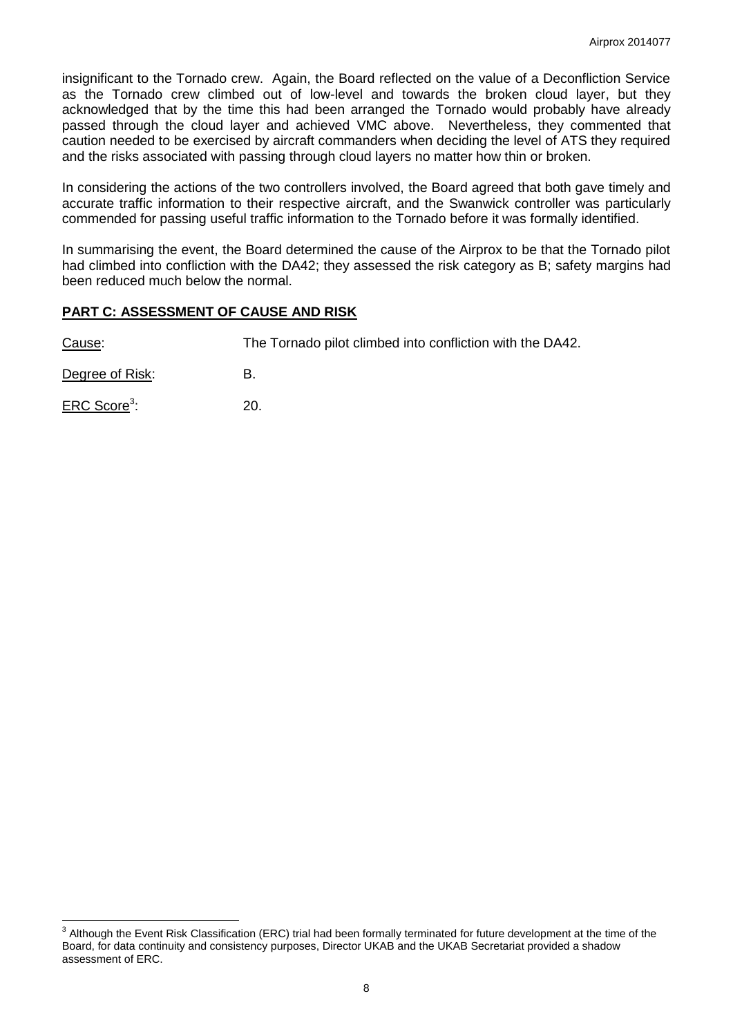insignificant to the Tornado crew. Again, the Board reflected on the value of a Deconfliction Service as the Tornado crew climbed out of low-level and towards the broken cloud layer, but they acknowledged that by the time this had been arranged the Tornado would probably have already passed through the cloud layer and achieved VMC above. Nevertheless, they commented that caution needed to be exercised by aircraft commanders when deciding the level of ATS they required and the risks associated with passing through cloud layers no matter how thin or broken.

In considering the actions of the two controllers involved, the Board agreed that both gave timely and accurate traffic information to their respective aircraft, and the Swanwick controller was particularly commended for passing useful traffic information to the Tornado before it was formally identified.

In summarising the event, the Board determined the cause of the Airprox to be that the Tornado pilot had climbed into confliction with the DA42; they assessed the risk category as B; safety margins had been reduced much below the normal.

## PART C: ASSESSMENT OF CAUSE AND RISK

Cause: The Tornado pilot climbed into confliction with the DA42.

Degree of Risk: B.

ERC Score[3]: 20.

[3] Although the Event Risk Classification (ERC) trial had been formally terminated for future development at the time of the Board, for data continuity and consistency purposes, Director UKAB and the UKAB Secretariat provided a shadow assessment of ERC.